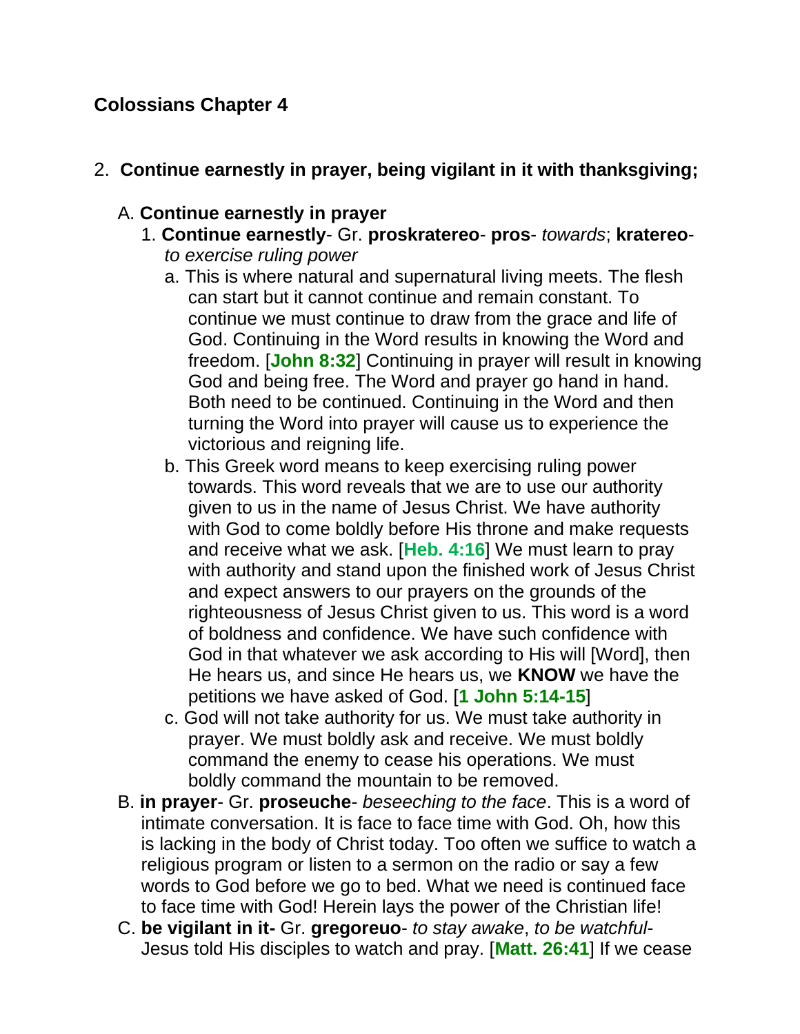## Colossians Chapter 4

2. **Continue earnestly in prayer, being vigilant in it with thanksgiving;**

   A. **Continue earnestly in prayer**

   1. **Continue earnestly**- Gr. **proskratereo**- **pros**- *towards*; **kratereo**- *to exercise ruling power*

      a. This is where natural and supernatural living meets. The flesh can start but it cannot continue and remain constant. To continue we must continue to draw from the grace and life of God. Continuing in the Word results in knowing the Word and freedom. [**John 8:32**] Continuing in prayer will result in knowing God and being free. The Word and prayer go hand in hand. Both need to be continued. Continuing in the Word and then turning the Word into prayer will cause us to experience the victorious and reigning life.

      b. This Greek word means to keep exercising ruling power towards. This word reveals that we are to use our authority given to us in the name of Jesus Christ. We have authority with God to come boldly before His throne and make requests and receive what we ask. [**Heb. 4:16**] We must learn to pray with authority and stand upon the finished work of Jesus Christ and expect answers to our prayers on the grounds of the righteousness of Jesus Christ given to us. This word is a word of boldness and confidence. We have such confidence with God in that whatever we ask according to His will [Word], then He hears us, and since He hears us, we **KNOW** we have the petitions we have asked of God. [**1 John 5:14-15**]

      c. God will not take authority for us. We must take authority in prayer. We must boldly ask and receive. We must boldly command the enemy to cease his operations. We must boldly command the mountain to be removed.

   B. **in prayer**- Gr. **proseuche**- *beseeching to the face*. This is a word of intimate conversation. It is face to face time with God. Oh, how this is lacking in the body of Christ today. Too often we suffice to watch a religious program or listen to a sermon on the radio or say a few words to God before we go to bed. What we need is continued face to face time with God! Herein lays the power of the Christian life!

   C. **be vigilant in it-** Gr. **gregoreuo**- *to stay awake*, *to be watchful*- Jesus told His disciples to watch and pray. [**Matt. 26:41**] If we cease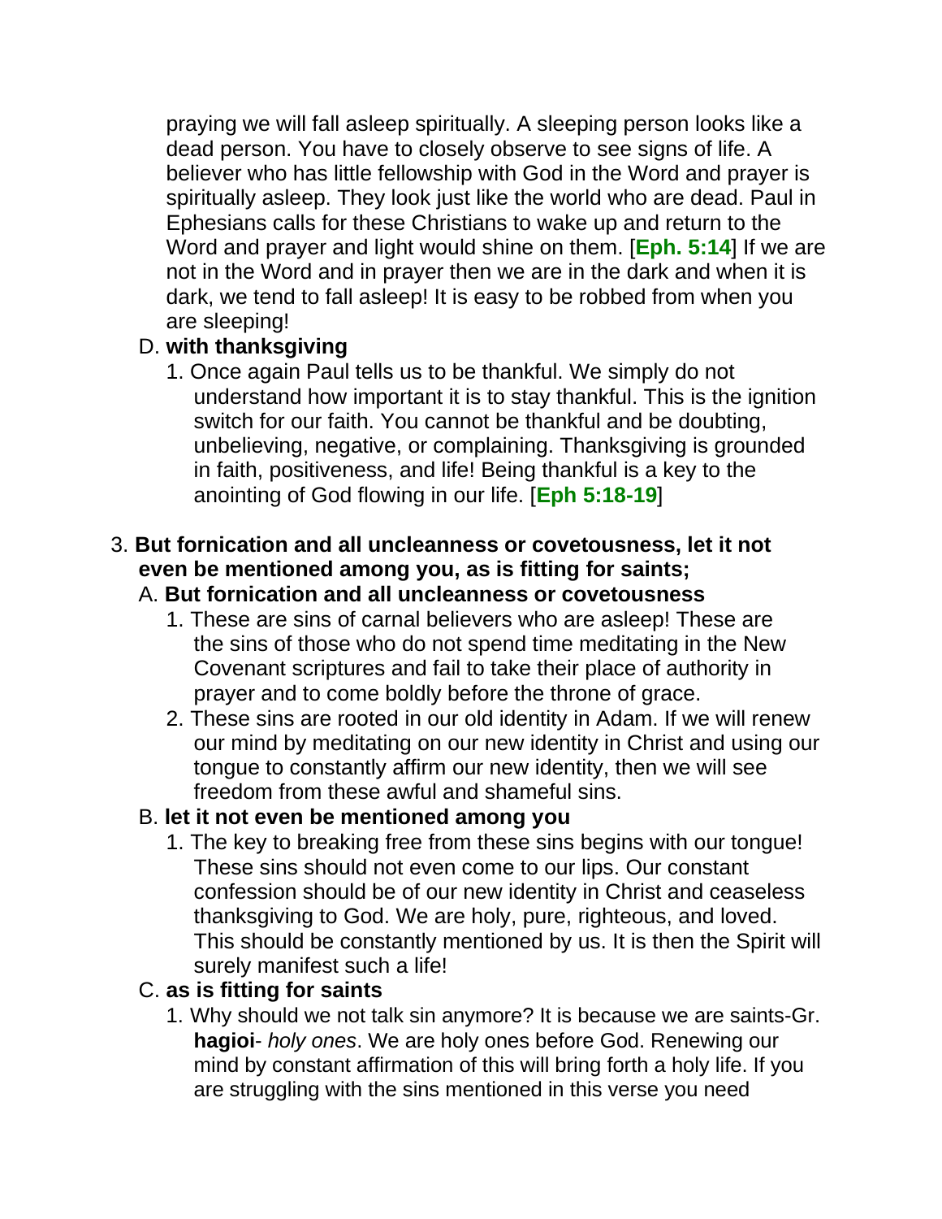praying we will fall asleep spiritually. A sleeping person looks like a dead person. You have to closely observe to see signs of life. A believer who has little fellowship with God in the Word and prayer is spiritually asleep. They look just like the world who are dead. Paul in Ephesians calls for these Christians to wake up and return to the Word and prayer and light would shine on them. [**Eph. 5:14**] If we are not in the Word and in prayer then we are in the dark and when it is dark, we tend to fall asleep! It is easy to be robbed from when you are sleeping!

D. **with thanksgiving**

1. Once again Paul tells us to be thankful. We simply do not understand how important it is to stay thankful. This is the ignition switch for our faith. You cannot be thankful and be doubting, unbelieving, negative, or complaining. Thanksgiving is grounded in faith, positiveness, and life! Being thankful is a key to the anointing of God flowing in our life. [**Eph 5:18-19**]

3. **But fornication and all uncleanness or covetousness, let it not even be mentioned among you, as is fitting for saints;**

A. **But fornication and all uncleanness or covetousness**

1. These are sins of carnal believers who are asleep! These are the sins of those who do not spend time meditating in the New Covenant scriptures and fail to take their place of authority in prayer and to come boldly before the throne of grace.
2. These sins are rooted in our old identity in Adam. If we will renew our mind by meditating on our new identity in Christ and using our tongue to constantly affirm our new identity, then we will see freedom from these awful and shameful sins.

B. **let it not even be mentioned among you**

1. The key to breaking free from these sins begins with our tongue! These sins should not even come to our lips. Our constant confession should be of our new identity in Christ and ceaseless thanksgiving to God. We are holy, pure, righteous, and loved. This should be constantly mentioned by us. It is then the Spirit will surely manifest such a life!

C. **as is fitting for saints**

1. Why should we not talk sin anymore? It is because we are saints-Gr. **hagioi**- *holy ones*. We are holy ones before God. Renewing our mind by constant affirmation of this will bring forth a holy life. If you are struggling with the sins mentioned in this verse you need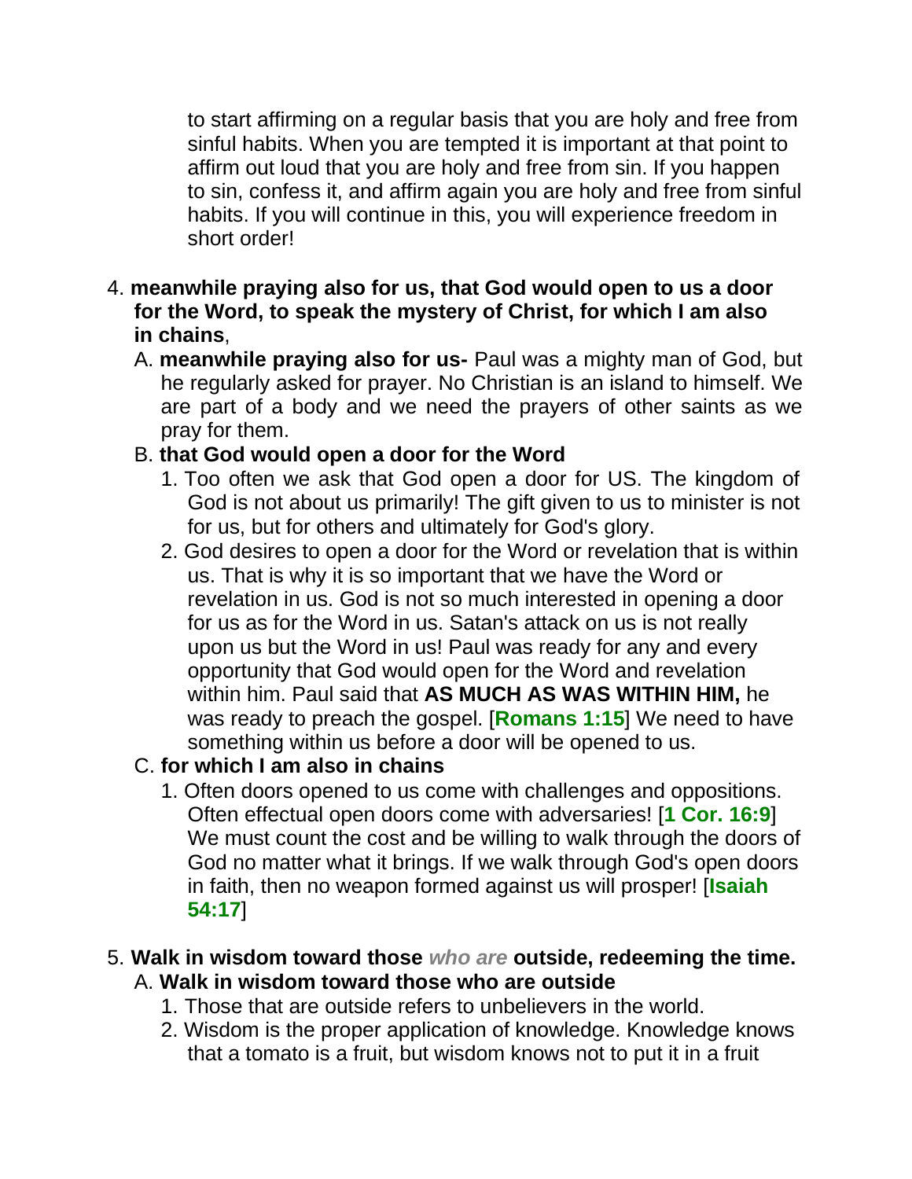to start affirming on a regular basis that you are holy and free from sinful habits. When you are tempted it is important at that point to affirm out loud that you are holy and free from sin. If you happen to sin, confess it, and affirm again you are holy and free from sinful habits. If you will continue in this, you will experience freedom in short order!

4. **meanwhile praying also for us, that God would open to us a door for the Word, to speak the mystery of Christ, for which I am also in chains**,
   A. **meanwhile praying also for us-** Paul was a mighty man of God, but he regularly asked for prayer. No Christian is an island to himself. We are part of a body and we need the prayers of other saints as we pray for them.
   B. **that God would open a door for the Word**
      1. Too often we ask that God open a door for US. The kingdom of God is not about us primarily! The gift given to us to minister is not for us, but for others and ultimately for God's glory.
      2. God desires to open a door for the Word or revelation that is within us. That is why it is so important that we have the Word or revelation in us. God is not so much interested in opening a door for us as for the Word in us. Satan's attack on us is not really upon us but the Word in us! Paul was ready for any and every opportunity that God would open for the Word and revelation within him. Paul said that **AS MUCH AS WAS WITHIN HIM,** he was ready to preach the gospel. [**Romans 1:15**] We need to have something within us before a door will be opened to us.
   C. **for which I am also in chains**
      1. Often doors opened to us come with challenges and oppositions. Often effectual open doors come with adversaries! [**1 Cor. 16:9**] We must count the cost and be willing to walk through the doors of God no matter what it brings. If we walk through God's open doors in faith, then no weapon formed against us will prosper! [**Isaiah 54:17**]

5. **Walk in wisdom toward those *who are* outside, redeeming the time.**
   A. **Walk in wisdom toward those who are outside**
      1. Those that are outside refers to unbelievers in the world.
      2. Wisdom is the proper application of knowledge. Knowledge knows that a tomato is a fruit, but wisdom knows not to put it in a fruit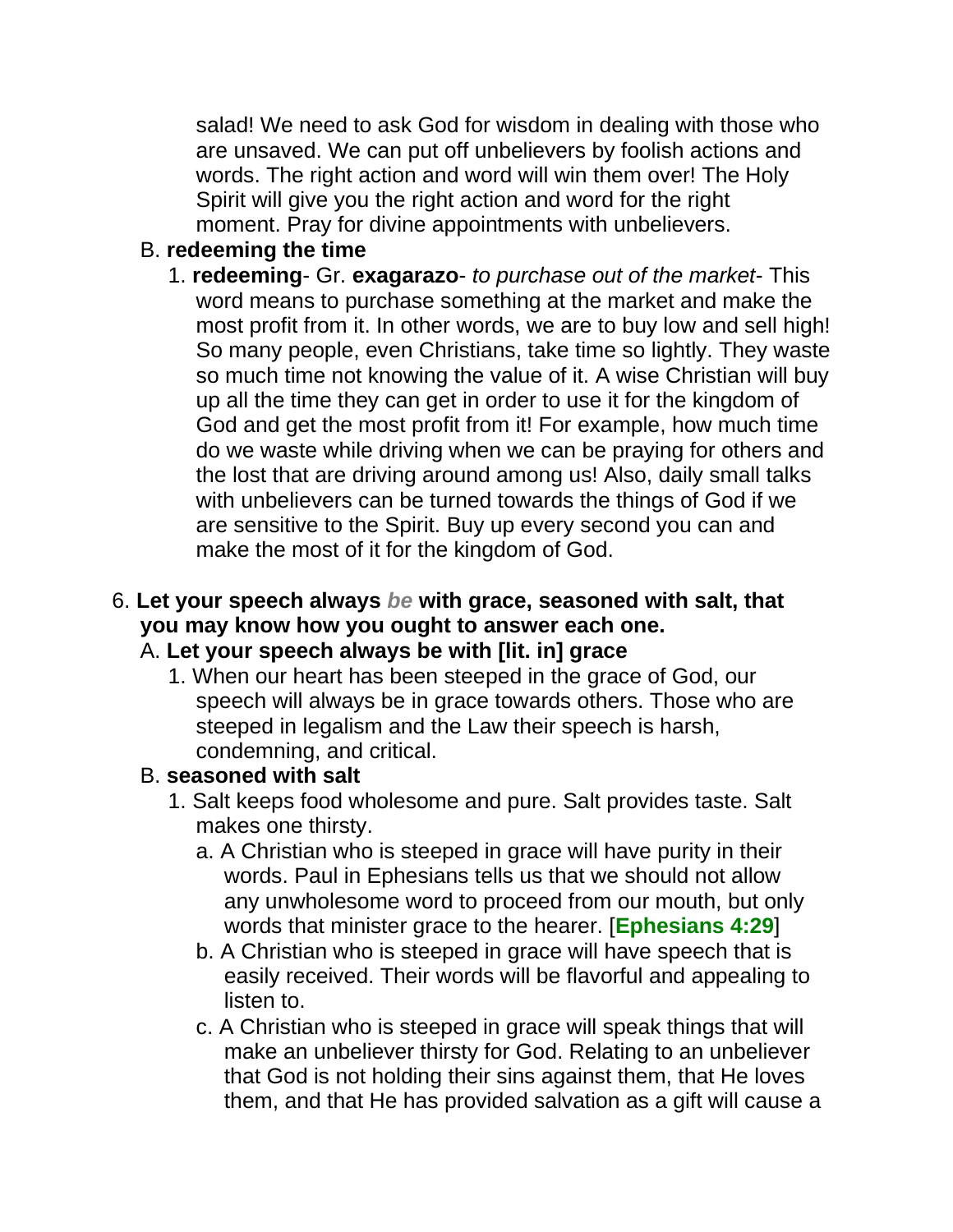salad! We need to ask God for wisdom in dealing with those who are unsaved. We can put off unbelievers by foolish actions and words. The right action and word will win them over! The Holy Spirit will give you the right action and word for the right moment. Pray for divine appointments with unbelievers.

B. **redeeming the time**

1. **redeeming**- Gr. **exagarazo**- *to purchase out of the market*- This word means to purchase something at the market and make the most profit from it. In other words, we are to buy low and sell high! So many people, even Christians, take time so lightly. They waste so much time not knowing the value of it. A wise Christian will buy up all the time they can get in order to use it for the kingdom of God and get the most profit from it! For example, how much time do we waste while driving when we can be praying for others and the lost that are driving around among us! Also, daily small talks with unbelievers can be turned towards the things of God if we are sensitive to the Spirit. Buy up every second you can and make the most of it for the kingdom of God.

6. **Let your speech always *be* with grace, seasoned with salt, that you may know how you ought to answer each one.**

A. **Let your speech always be with [lit. in] grace**

1. When our heart has been steeped in the grace of God, our speech will always be in grace towards others. Those who are steeped in legalism and the Law their speech is harsh, condemning, and critical.

B. **seasoned with salt**

1. Salt keeps food wholesome and pure. Salt provides taste. Salt makes one thirsty.

a. A Christian who is steeped in grace will have purity in their words. Paul in Ephesians tells us that we should not allow any unwholesome word to proceed from our mouth, but only words that minister grace to the hearer. [**Ephesians 4:29**]

b. A Christian who is steeped in grace will have speech that is easily received. Their words will be flavorful and appealing to listen to.

c. A Christian who is steeped in grace will speak things that will make an unbeliever thirsty for God. Relating to an unbeliever that God is not holding their sins against them, that He loves them, and that He has provided salvation as a gift will cause a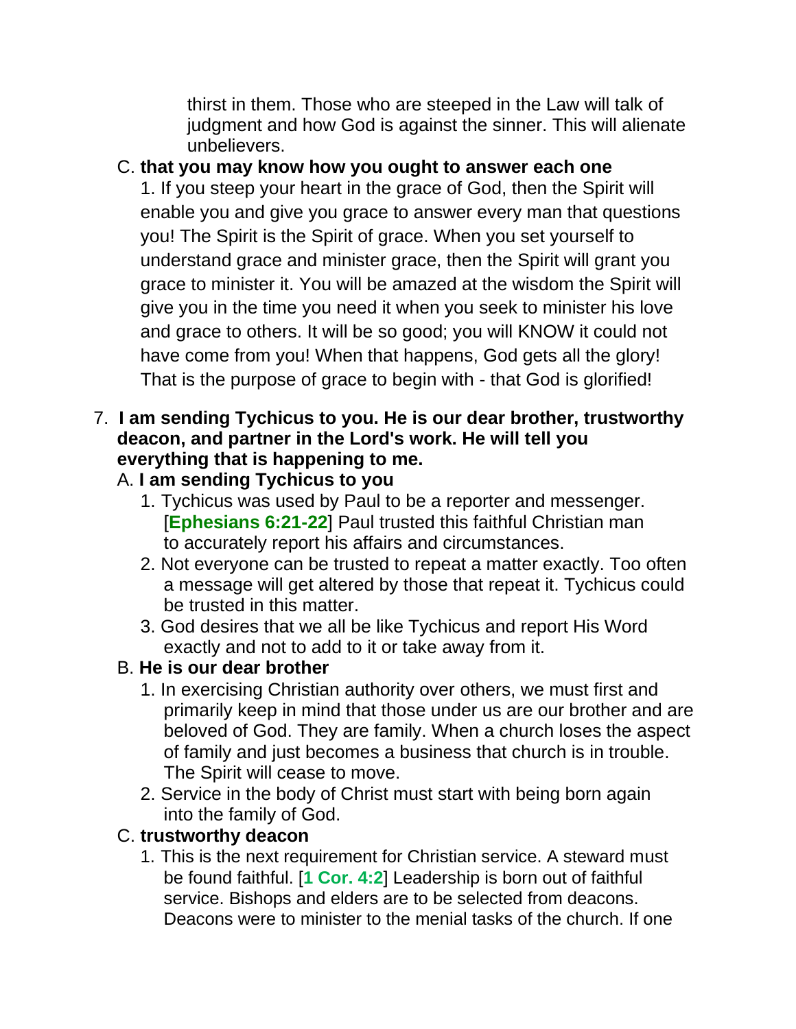thirst in them. Those who are steeped in the Law will talk of judgment and how God is against the sinner. This will alienate unbelievers.

C. **that you may know how you ought to answer each one**

1. If you steep your heart in the grace of God, then the Spirit will enable you and give you grace to answer every man that questions you! The Spirit is the Spirit of grace. When you set yourself to understand grace and minister grace, then the Spirit will grant you grace to minister it. You will be amazed at the wisdom the Spirit will give you in the time you need it when you seek to minister his love and grace to others. It will be so good; you will KNOW it could not have come from you! When that happens, God gets all the glory! That is the purpose of grace to begin with - that God is glorified!

7. **I am sending Tychicus to you. He is our dear brother, trustworthy deacon, and partner in the Lord's work. He will tell you everything that is happening to me.**

A. **I am sending Tychicus to you**

1. Tychicus was used by Paul to be a reporter and messenger. [**Ephesians 6:21-22**] Paul trusted this faithful Christian man to accurately report his affairs and circumstances.
2. Not everyone can be trusted to repeat a matter exactly. Too often a message will get altered by those that repeat it. Tychicus could be trusted in this matter.
3. God desires that we all be like Tychicus and report His Word exactly and not to add to it or take away from it.

B. **He is our dear brother**

1. In exercising Christian authority over others, we must first and primarily keep in mind that those under us are our brother and are beloved of God. They are family. When a church loses the aspect of family and just becomes a business that church is in trouble. The Spirit will cease to move.
2. Service in the body of Christ must start with being born again into the family of God.

C. **trustworthy deacon**

1. This is the next requirement for Christian service. A steward must be found faithful. [**1 Cor. 4:2**] Leadership is born out of faithful service. Bishops and elders are to be selected from deacons. Deacons were to minister to the menial tasks of the church. If one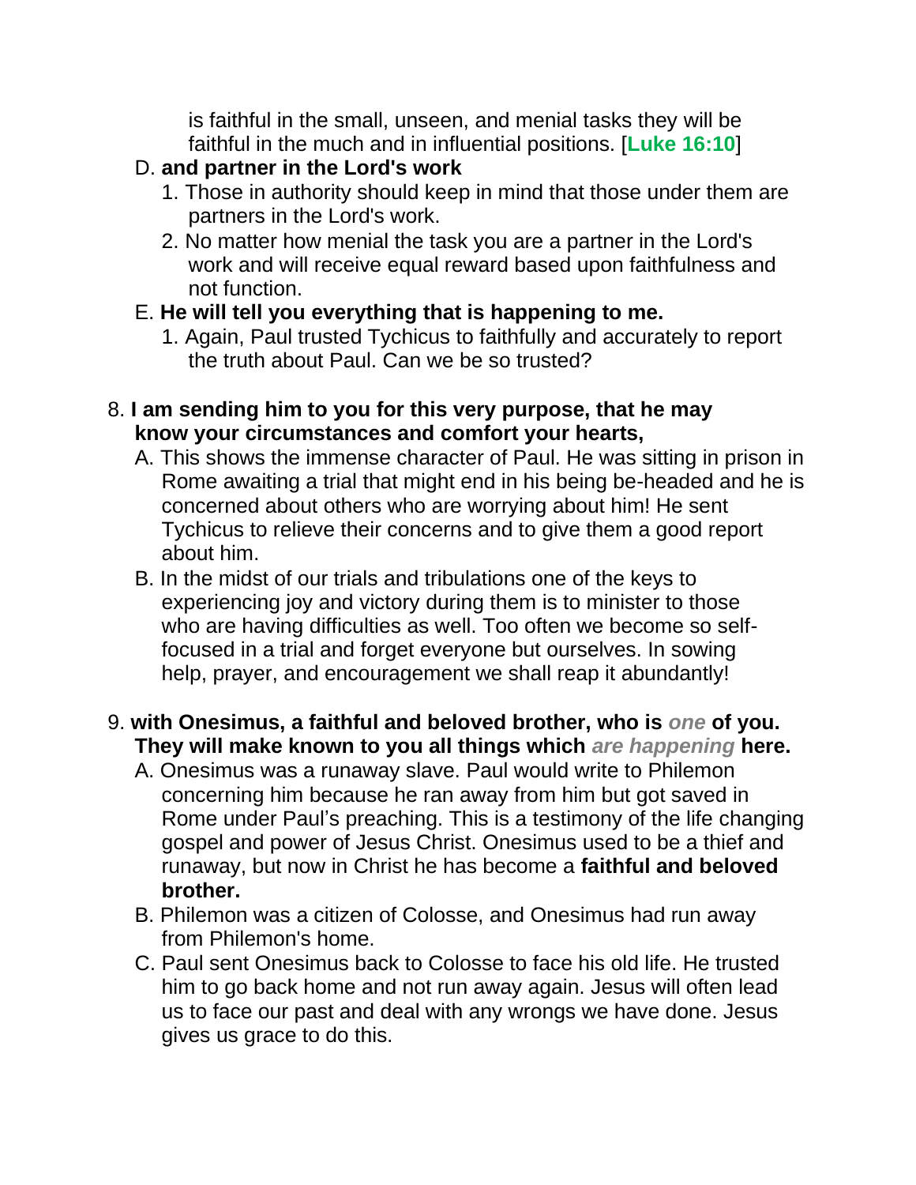is faithful in the small, unseen, and menial tasks they will be faithful in the much and in influential positions. [**Luke 16:10**]

D. **and partner in the Lord's work**
   1. Those in authority should keep in mind that those under them are partners in the Lord's work.
   2. No matter how menial the task you are a partner in the Lord's work and will receive equal reward based upon faithfulness and not function.

E. **He will tell you everything that is happening to me.**
   1. Again, Paul trusted Tychicus to faithfully and accurately to report the truth about Paul. Can we be so trusted?

8. **I am sending him to you for this very purpose, that he may know your circumstances and comfort your hearts,**
   A. This shows the immense character of Paul. He was sitting in prison in Rome awaiting a trial that might end in his being be-headed and he is concerned about others who are worrying about him! He sent Tychicus to relieve their concerns and to give them a good report about him.
   B. In the midst of our trials and tribulations one of the keys to experiencing joy and victory during them is to minister to those who are having difficulties as well. Too often we become so self-focused in a trial and forget everyone but ourselves. In sowing help, prayer, and encouragement we shall reap it abundantly!

9. **with Onesimus, a faithful and beloved brother, who is *one* of you. They will make known to you all things which *are happening* here.**
   A. Onesimus was a runaway slave. Paul would write to Philemon concerning him because he ran away from him but got saved in Rome under Paul's preaching. This is a testimony of the life changing gospel and power of Jesus Christ. Onesimus used to be a thief and runaway, but now in Christ he has become a **faithful and beloved brother.**
   B. Philemon was a citizen of Colosse, and Onesimus had run away from Philemon's home.
   C. Paul sent Onesimus back to Colosse to face his old life. He trusted him to go back home and not run away again. Jesus will often lead us to face our past and deal with any wrongs we have done. Jesus gives us grace to do this.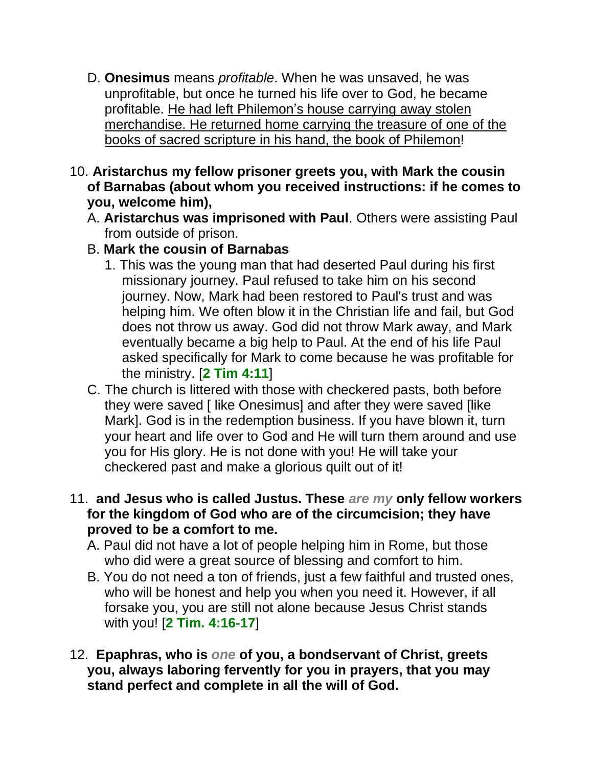D. **Onesimus** means *profitable*. When he was unsaved, he was unprofitable, but once he turned his life over to God, he became profitable. <u>He had left Philemon's house carrying away stolen merchandise. He returned home carrying the treasure of one of the books of sacred scripture in his hand, the book of Philemon</u>!

10. **Aristarchus my fellow prisoner greets you, with Mark the cousin of Barnabas (about whom you received instructions: if he comes to you, welcome him),**
   A. **Aristarchus was imprisoned with Paul**. Others were assisting Paul from outside of prison.
   B. **Mark the cousin of Barnabas**
      1. This was the young man that had deserted Paul during his first missionary journey. Paul refused to take him on his second journey. Now, Mark had been restored to Paul's trust and was helping him. We often blow it in the Christian life and fail, but God does not throw us away. God did not throw Mark away, and Mark eventually became a big help to Paul. At the end of his life Paul asked specifically for Mark to come because he was profitable for the ministry. [**2 Tim 4:11**]
   C. The church is littered with those with checkered pasts, both before they were saved [ like Onesimus] and after they were saved [like Mark]. God is in the redemption business. If you have blown it, turn your heart and life over to God and He will turn them around and use you for His glory. He is not done with you! He will take your checkered past and make a glorious quilt out of it!

11. **and Jesus who is called Justus. These *are my* only fellow workers for the kingdom of God who are of the circumcision; they have proved to be a comfort to me.**
   A. Paul did not have a lot of people helping him in Rome, but those who did were a great source of blessing and comfort to him.
   B. You do not need a ton of friends, just a few faithful and trusted ones, who will be honest and help you when you need it. However, if all forsake you, you are still not alone because Jesus Christ stands with you! [**2 Tim. 4:16-17**]

12. **Epaphras, who is *one* of you, a bondservant of Christ, greets you, always laboring fervently for you in prayers, that you may stand perfect and complete in all the will of God.**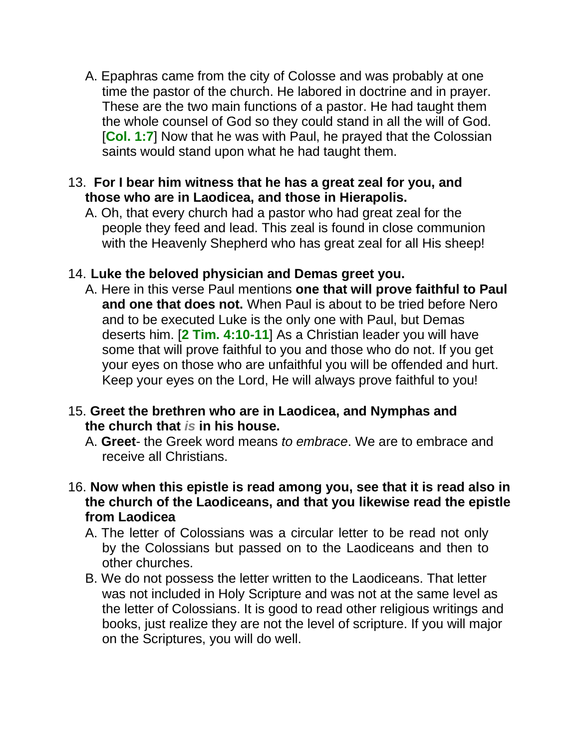A. Epaphras came from the city of Colosse and was probably at one time the pastor of the church. He labored in doctrine and in prayer. These are the two main functions of a pastor. He had taught them the whole counsel of God so they could stand in all the will of God. [**Col. 1:7**] Now that he was with Paul, he prayed that the Colossian saints would stand upon what he had taught them.

13. **For I bear him witness that he has a great zeal for you, and those who are in Laodicea, and those in Hierapolis.**
   A. Oh, that every church had a pastor who had great zeal for the people they feed and lead. This zeal is found in close communion with the Heavenly Shepherd who has great zeal for all His sheep!

14. **Luke the beloved physician and Demas greet you.**
   A. Here in this verse Paul mentions **one that will prove faithful to Paul and one that does not.** When Paul is about to be tried before Nero and to be executed Luke is the only one with Paul, but Demas deserts him. [**2 Tim. 4:10-11**] As a Christian leader you will have some that will prove faithful to you and those who do not. If you get your eyes on those who are unfaithful you will be offended and hurt. Keep your eyes on the Lord, He will always prove faithful to you!

15. **Greet the brethren who are in Laodicea, and Nymphas and the church that *is* in his house.**
   A. **Greet**- the Greek word means *to embrace*. We are to embrace and receive all Christians.

16. **Now when this epistle is read among you, see that it is read also in the church of the Laodiceans, and that you likewise read the epistle from Laodicea**
   A. The letter of Colossians was a circular letter to be read not only by the Colossians but passed on to the Laodiceans and then to other churches.
   B. We do not possess the letter written to the Laodiceans. That letter was not included in Holy Scripture and was not at the same level as the letter of Colossians. It is good to read other religious writings and books, just realize they are not the level of scripture. If you will major on the Scriptures, you will do well.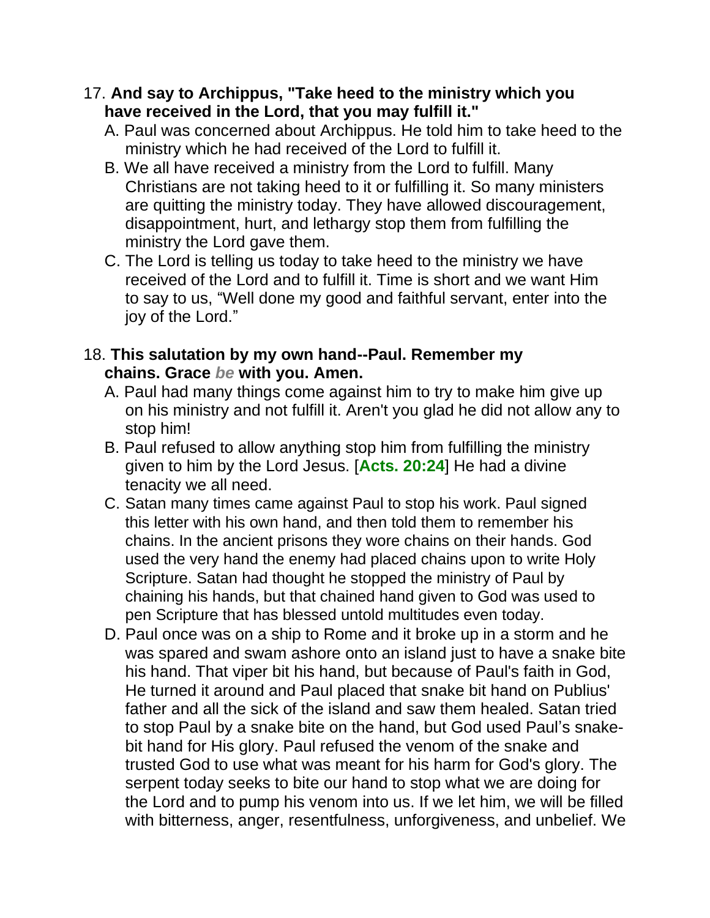17. **And say to Archippus, "Take heed to the ministry which you have received in the Lord, that you may fulfill it."**

   A. Paul was concerned about Archippus. He told him to take heed to the ministry which he had received of the Lord to fulfill it.

   B. We all have received a ministry from the Lord to fulfill. Many Christians are not taking heed to it or fulfilling it. So many ministers are quitting the ministry today. They have allowed discouragement, disappointment, hurt, and lethargy stop them from fulfilling the ministry the Lord gave them.

   C. The Lord is telling us today to take heed to the ministry we have received of the Lord and to fulfill it. Time is short and we want Him to say to us, "Well done my good and faithful servant, enter into the joy of the Lord."

18. **This salutation by my own hand--Paul. Remember my chains. Grace *be* with you. Amen.**

   A. Paul had many things come against him to try to make him give up on his ministry and not fulfill it. Aren't you glad he did not allow any to stop him!

   B. Paul refused to allow anything stop him from fulfilling the ministry given to him by the Lord Jesus. [**Acts. 20:24**] He had a divine tenacity we all need.

   C. Satan many times came against Paul to stop his work. Paul signed this letter with his own hand, and then told them to remember his chains. In the ancient prisons they wore chains on their hands. God used the very hand the enemy had placed chains upon to write Holy Scripture. Satan had thought he stopped the ministry of Paul by chaining his hands, but that chained hand given to God was used to pen Scripture that has blessed untold multitudes even today.

   D. Paul once was on a ship to Rome and it broke up in a storm and he was spared and swam ashore onto an island just to have a snake bite his hand. That viper bit his hand, but because of Paul's faith in God, He turned it around and Paul placed that snake bit hand on Publius' father and all the sick of the island and saw them healed. Satan tried to stop Paul by a snake bite on the hand, but God used Paul's snake-bit hand for His glory. Paul refused the venom of the snake and trusted God to use what was meant for his harm for God's glory. The serpent today seeks to bite our hand to stop what we are doing for the Lord and to pump his venom into us. If we let him, we will be filled with bitterness, anger, resentfulness, unforgiveness, and unbelief. We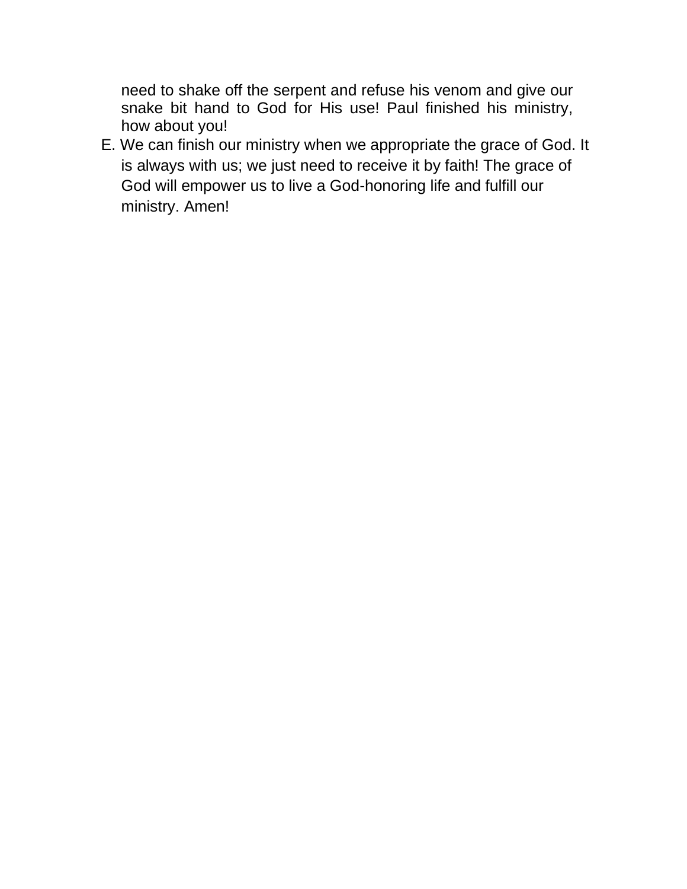need to shake off the serpent and refuse his venom and give our snake bit hand to God for His use! Paul finished his ministry, how about you!

E. We can finish our ministry when we appropriate the grace of God. It is always with us; we just need to receive it by faith! The grace of God will empower us to live a God-honoring life and fulfill our ministry. Amen!